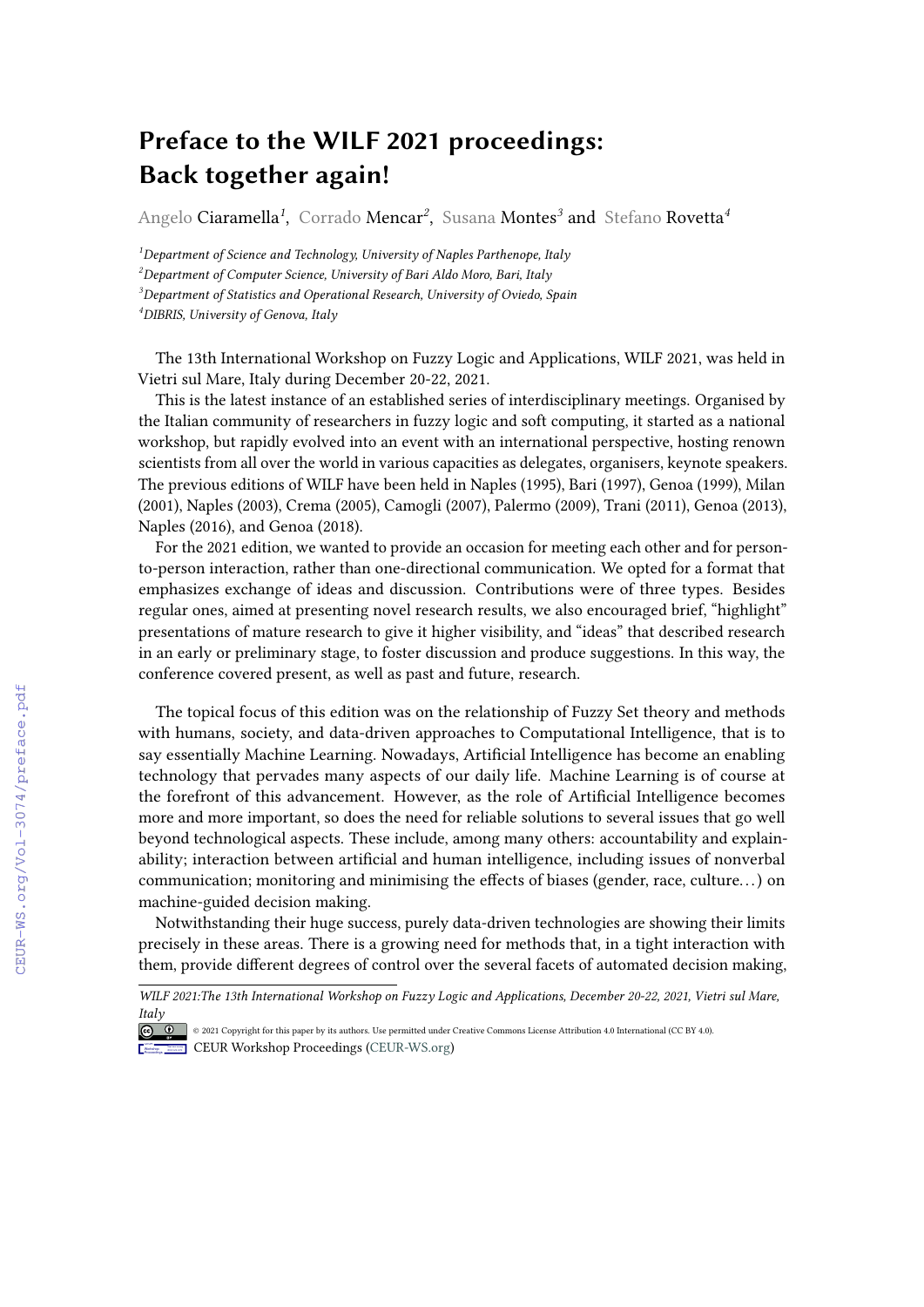# Preface to the WILF 2021 proceedings: Back together again!

Angelo Ciaramella[1], Corrado Mencar[2], Susana Montes[3] and Stefano Rovetta[4]

[1]*Department of Science and Technology, University of Naples Parthenope, Italy*
[2]*Department of Computer Science, University of Bari Aldo Moro, Bari, Italy*
[3]*Department of Statistics and Operational Research, University of Oviedo, Spain*
[4]*DIBRIS, University of Genova, Italy*

The 13th International Workshop on Fuzzy Logic and Applications, WILF 2021, was held in Vietri sul Mare, Italy during December 20-22, 2021.

This is the latest instance of an established series of interdisciplinary meetings. Organised by the Italian community of researchers in fuzzy logic and soft computing, it started as a national workshop, but rapidly evolved into an event with an international perspective, hosting renown scientists from all over the world in various capacities as delegates, organisers, keynote speakers. The previous editions of WILF have been held in Naples (1995), Bari (1997), Genoa (1999), Milan (2001), Naples (2003), Crema (2005), Camogli (2007), Palermo (2009), Trani (2011), Genoa (2013), Naples (2016), and Genoa (2018).

For the 2021 edition, we wanted to provide an occasion for meeting each other and for person-to-person interaction, rather than one-directional communication. We opted for a format that emphasizes exchange of ideas and discussion. Contributions were of three types. Besides regular ones, aimed at presenting novel research results, we also encouraged brief, "highlight" presentations of mature research to give it higher visibility, and "ideas" that described research in an early or preliminary stage, to foster discussion and produce suggestions. In this way, the conference covered present, as well as past and future, research.

The topical focus of this edition was on the relationship of Fuzzy Set theory and methods with humans, society, and data-driven approaches to Computational Intelligence, that is to say essentially Machine Learning. Nowadays, Artificial Intelligence has become an enabling technology that pervades many aspects of our daily life. Machine Learning is of course at the forefront of this advancement. However, as the role of Artificial Intelligence becomes more and more important, so does the need for reliable solutions to several issues that go well beyond technological aspects. These include, among many others: accountability and explainability; interaction between artificial and human intelligence, including issues of nonverbal communication; monitoring and minimising the effects of biases (gender, race, culture…) on machine-guided decision making.

Notwithstanding their huge success, purely data-driven technologies are showing their limits precisely in these areas. There is a growing need for methods that, in a tight interaction with them, provide different degrees of control over the several facets of automated decision making,

*WILF 2021:The 13th International Workshop on Fuzzy Logic and Applications, December 20-22, 2021, Vietri sul Mare, Italy*

© 2021 Copyright for this paper by its authors. Use permitted under Creative Commons License Attribution 4.0 International (CC BY 4.0).
CEUR Workshop Proceedings (CEUR-WS.org)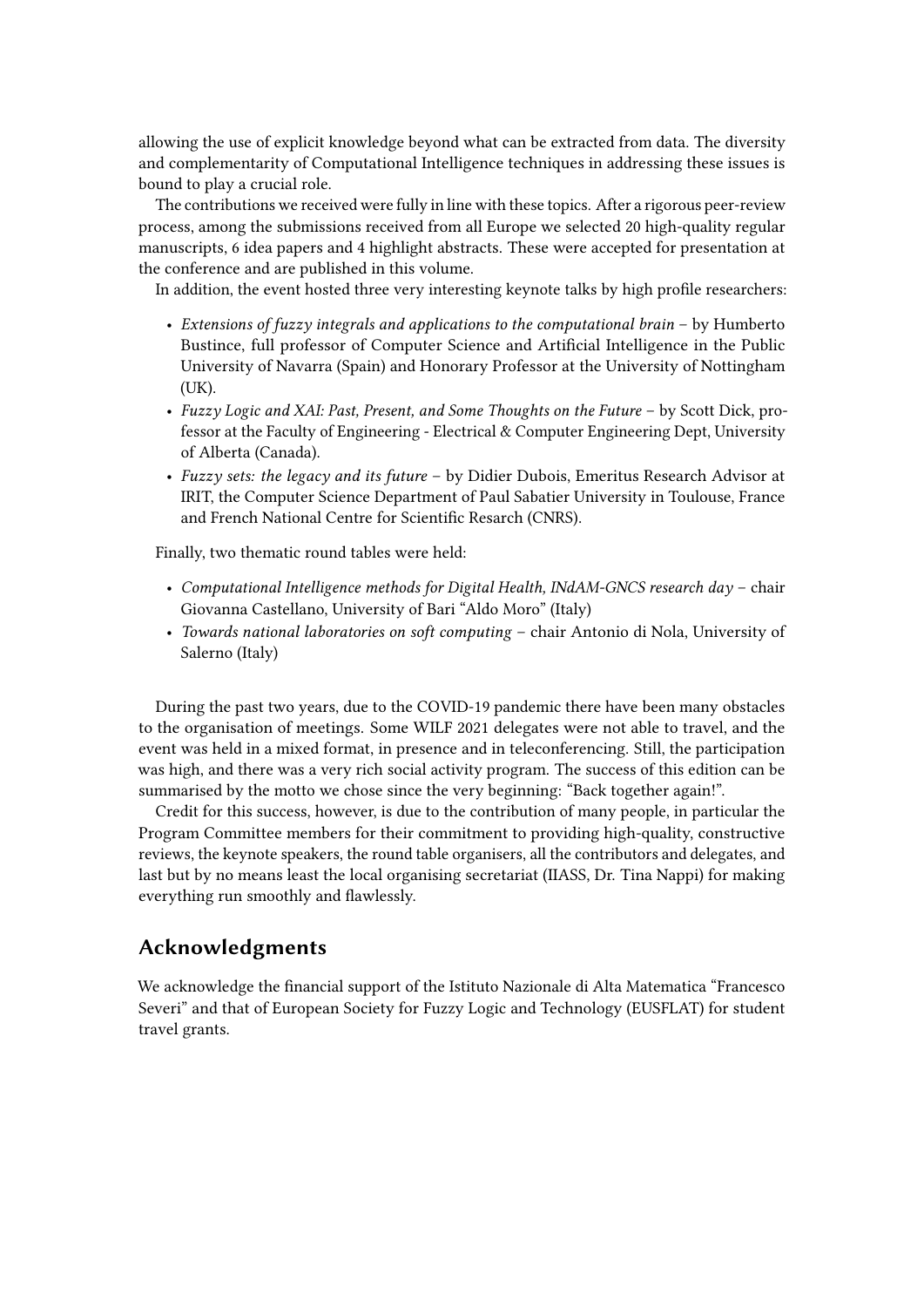allowing the use of explicit knowledge beyond what can be extracted from data. The diversity and complementarity of Computational Intelligence techniques in addressing these issues is bound to play a crucial role.

The contributions we received were fully in line with these topics. After a rigorous peer-review process, among the submissions received from all Europe we selected 20 high-quality regular manuscripts, 6 idea papers and 4 highlight abstracts. These were accepted for presentation at the conference and are published in this volume.

In addition, the event hosted three very interesting keynote talks by high profile researchers:

- *Extensions of fuzzy integrals and applications to the computational brain* – by Humberto Bustince, full professor of Computer Science and Artificial Intelligence in the Public University of Navarra (Spain) and Honorary Professor at the University of Nottingham (UK).
- *Fuzzy Logic and XAI: Past, Present, and Some Thoughts on the Future* – by Scott Dick, professor at the Faculty of Engineering - Electrical & Computer Engineering Dept, University of Alberta (Canada).
- *Fuzzy sets: the legacy and its future* – by Didier Dubois, Emeritus Research Advisor at IRIT, the Computer Science Department of Paul Sabatier University in Toulouse, France and French National Centre for Scientific Resarch (CNRS).

Finally, two thematic round tables were held:

- *Computational Intelligence methods for Digital Health, INdAM-GNCS research day* – chair Giovanna Castellano, University of Bari "Aldo Moro" (Italy)
- *Towards national laboratories on soft computing* – chair Antonio di Nola, University of Salerno (Italy)

During the past two years, due to the COVID-19 pandemic there have been many obstacles to the organisation of meetings. Some WILF 2021 delegates were not able to travel, and the event was held in a mixed format, in presence and in teleconferencing. Still, the participation was high, and there was a very rich social activity program. The success of this edition can be summarised by the motto we chose since the very beginning: "Back together again!".

Credit for this success, however, is due to the contribution of many people, in particular the Program Committee members for their commitment to providing high-quality, constructive reviews, the keynote speakers, the round table organisers, all the contributors and delegates, and last but by no means least the local organising secretariat (IIASS, Dr. Tina Nappi) for making everything run smoothly and flawlessly.

## Acknowledgments

We acknowledge the financial support of the Istituto Nazionale di Alta Matematica "Francesco Severi" and that of European Society for Fuzzy Logic and Technology (EUSFLAT) for student travel grants.